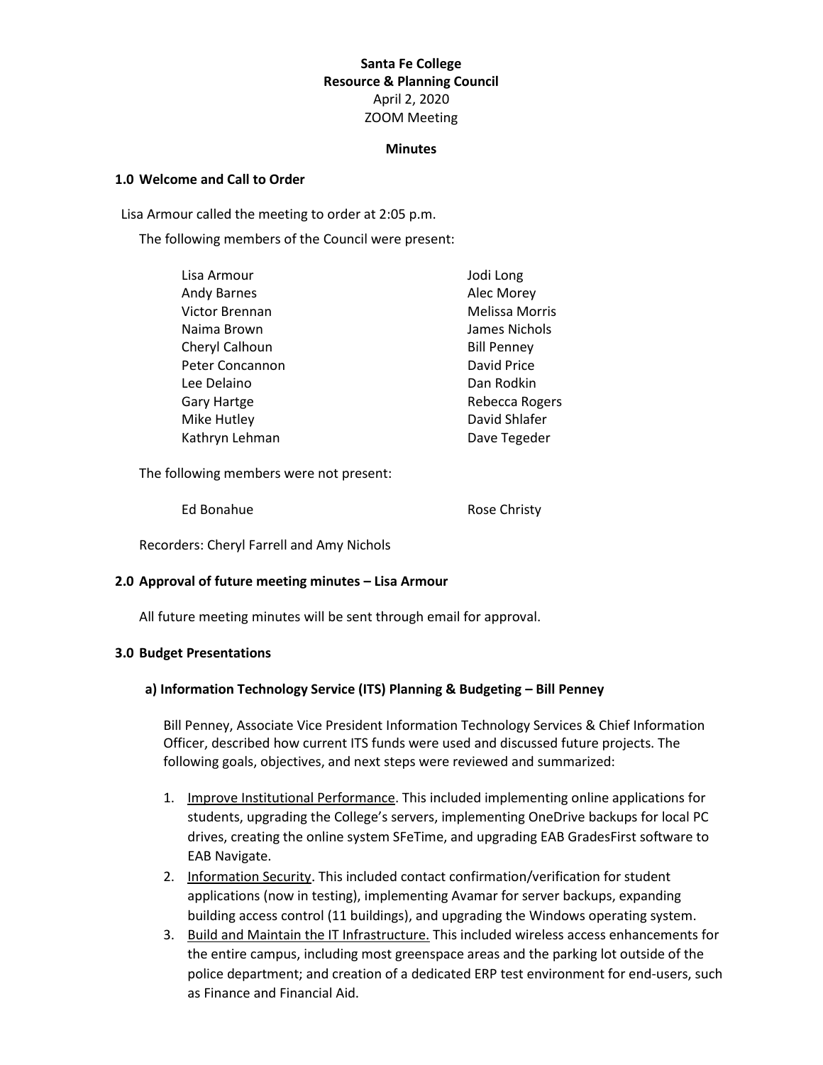**Santa Fe College**
**Resource & Planning Council**
April 2, 2020
ZOOM Meeting

**Minutes**

## 1.0 Welcome and Call to Order

Lisa Armour called the meeting to order at 2:05 p.m.

The following members of the Council were present:

| | |
|---|---|
| Lisa Armour | Jodi Long |
| Andy Barnes | Alec Morey |
| Victor Brennan | Melissa Morris |
| Naima Brown | James Nichols |
| Cheryl Calhoun | Bill Penney |
| Peter Concannon | David Price |
| Lee Delaino | Dan Rodkin |
| Gary Hartge | Rebecca Rogers |
| Mike Hutley | David Shlafer |
| Kathryn Lehman | Dave Tegeder |

The following members were not present:

| | |
|---|---|
| Ed Bonahue | Rose Christy |

Recorders: Cheryl Farrell and Amy Nichols

## 2.0 Approval of future meeting minutes – Lisa Armour

All future meeting minutes will be sent through email for approval.

## 3.0 Budget Presentations

### a) Information Technology Service (ITS) Planning & Budgeting – Bill Penney

Bill Penney, Associate Vice President Information Technology Services & Chief Information Officer, described how current ITS funds were used and discussed future projects. The following goals, objectives, and next steps were reviewed and summarized:

1. Improve Institutional Performance. This included implementing online applications for students, upgrading the College's servers, implementing OneDrive backups for local PC drives, creating the online system SFeTime, and upgrading EAB GradesFirst software to EAB Navigate.
2. Information Security. This included contact confirmation/verification for student applications (now in testing), implementing Avamar for server backups, expanding building access control (11 buildings), and upgrading the Windows operating system.
3. Build and Maintain the IT Infrastructure. This included wireless access enhancements for the entire campus, including most greenspace areas and the parking lot outside of the police department; and creation of a dedicated ERP test environment for end-users, such as Finance and Financial Aid.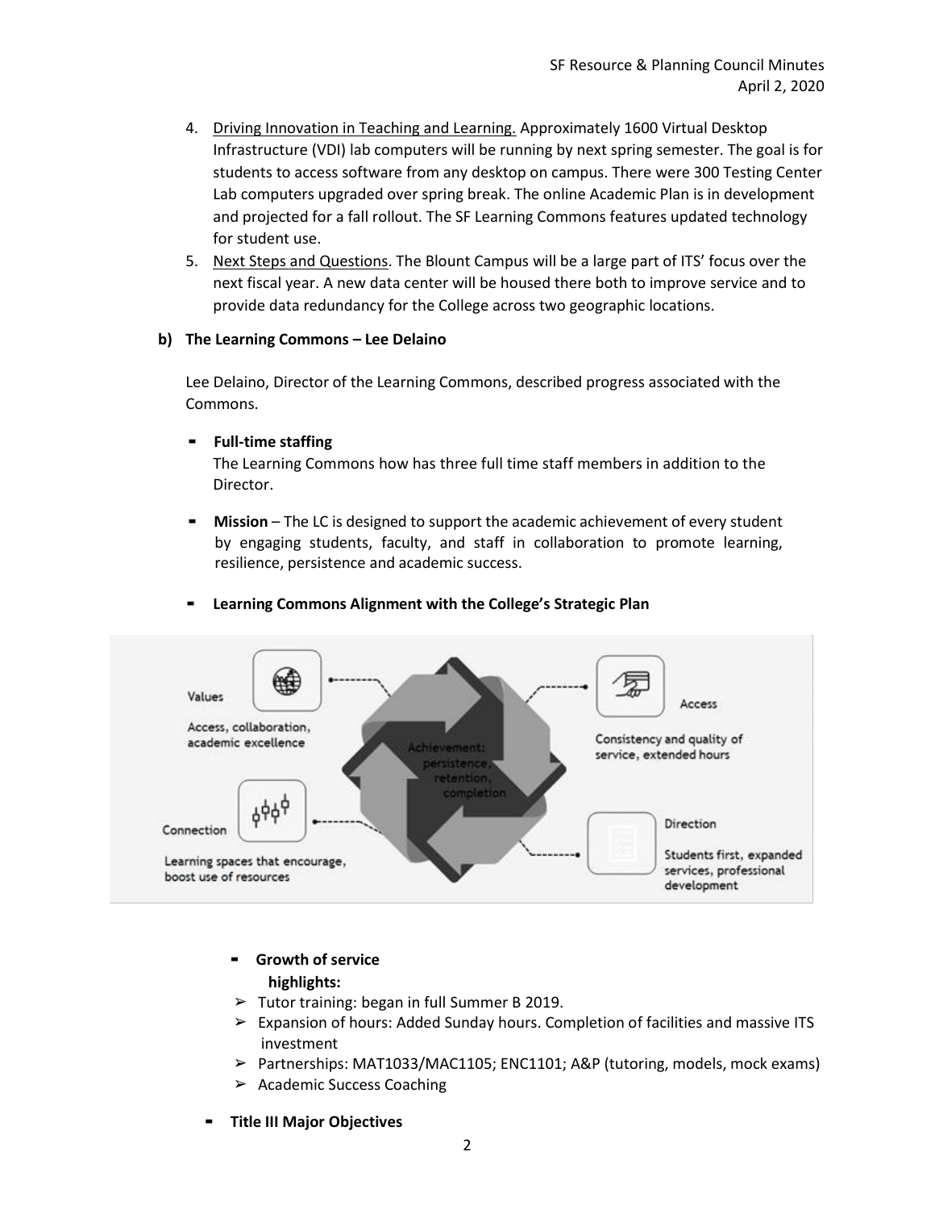4. Driving Innovation in Teaching and Learning. Approximately 1600 Virtual Desktop Infrastructure (VDI) lab computers will be running by next spring semester. The goal is for students to access software from any desktop on campus. There were 300 Testing Center Lab computers upgraded over spring break. The online Academic Plan is in development and projected for a fall rollout. The SF Learning Commons features updated technology for student use.
5. Next Steps and Questions. The Blount Campus will be a large part of ITS' focus over the next fiscal year. A new data center will be housed there both to improve service and to provide data redundancy for the College across two geographic locations.

**b) The Learning Commons – Lee Delaino**

Lee Delaino, Director of the Learning Commons, described progress associated with the Commons.

- **Full-time staffing**
  The Learning Commons how has three full time staff members in addition to the Director.

- **Mission** – The LC is designed to support the academic achievement of every student by engaging students, faculty, and staff in collaboration to promote learning, resilience, persistence and academic success.

- **Learning Commons Alignment with the College's Strategic Plan**

Values
Access, collaboration, academic excellence

Access
Consistency and quality of service, extended hours

Achievement: persistence, retention, completion

Connection
Learning spaces that encourage, boost use of resources

Direction
Students first, expanded services, professional development

- **Growth of service highlights:**
  - Tutor training: began in full Summer B 2019.
  - Expansion of hours: Added Sunday hours. Completion of facilities and massive ITS investment
  - Partnerships: MAT1033/MAC1105; ENC1101; A&P (tutoring, models, mock exams)
  - Academic Success Coaching

- **Title III Major Objectives**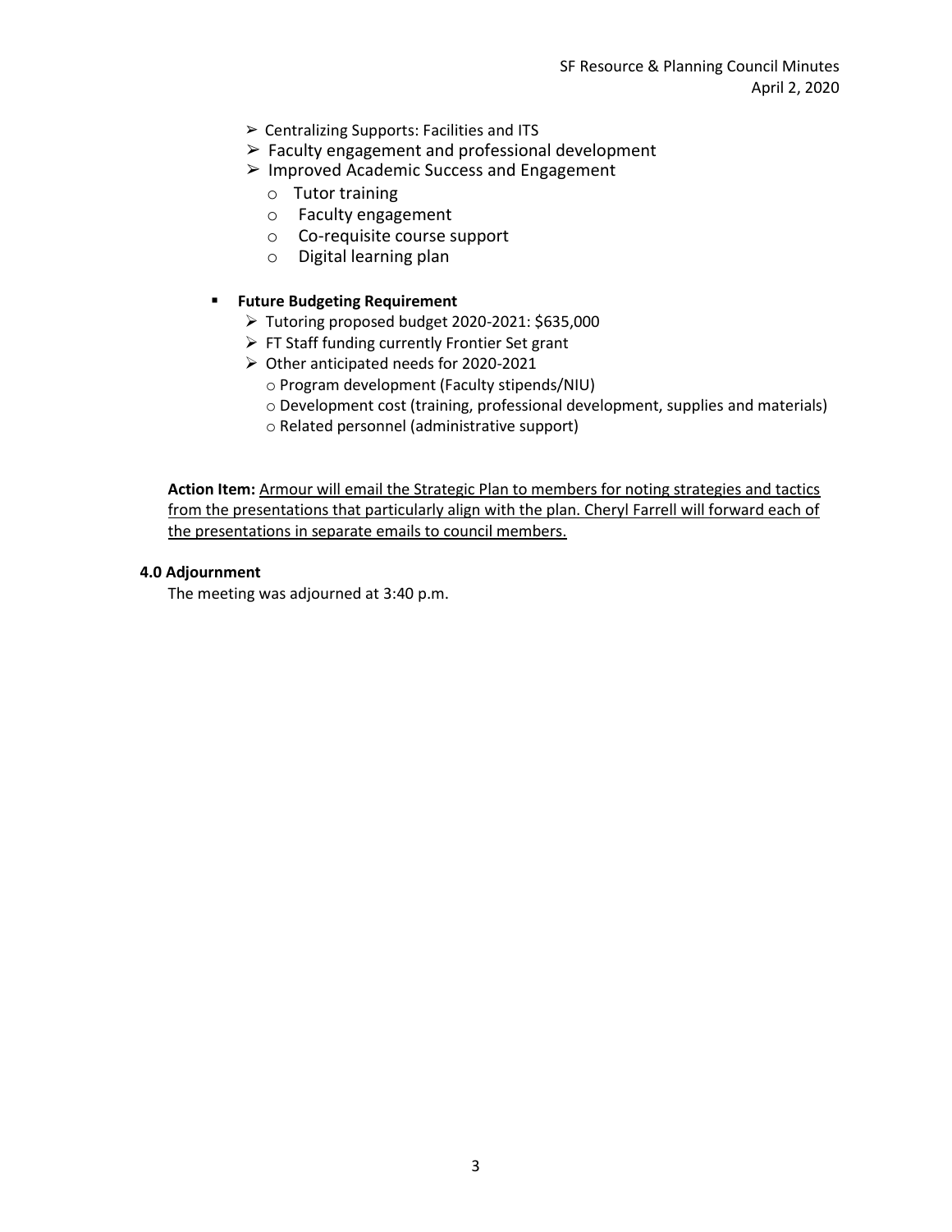- Centralizing Supports: Facilities and ITS
- Faculty engagement and professional development
- Improved Academic Success and Engagement
  - Tutor training
  - Faculty engagement
  - Co-requisite course support
  - Digital learning plan

- **Future Budgeting Requirement**
  - Tutoring proposed budget 2020-2021: $635,000
  - FT Staff funding currently Frontier Set grant
  - Other anticipated needs for 2020-2021
    - Program development (Faculty stipends/NIU)
    - Development cost (training, professional development, supplies and materials)
    - Related personnel (administrative support)

**Action Item:** Armour will email the Strategic Plan to members for noting strategies and tactics from the presentations that particularly align with the plan. Cheryl Farrell will forward each of the presentations in separate emails to council members.

**4.0 Adjournment**

The meeting was adjourned at 3:40 p.m.